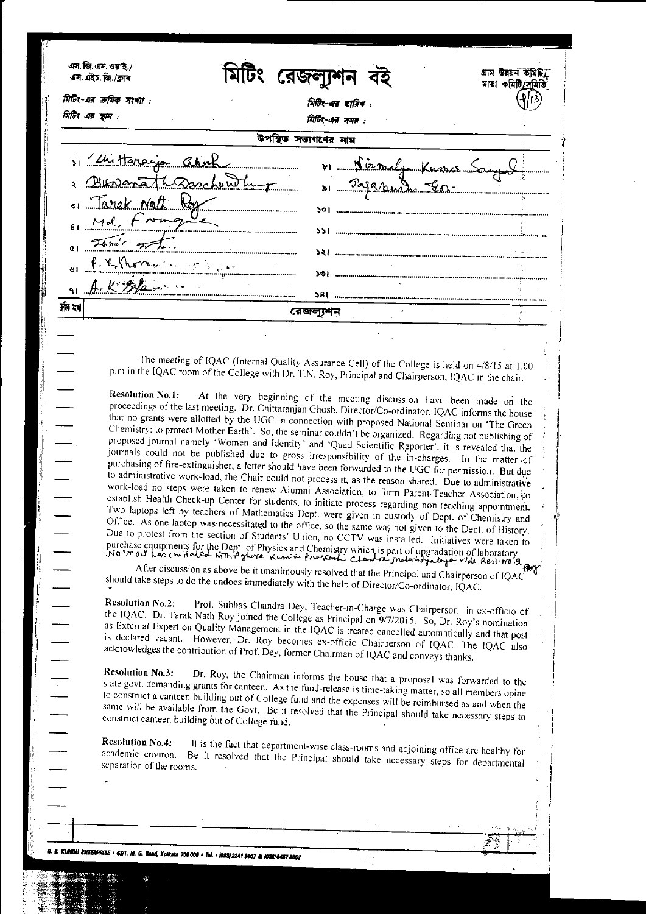এস. জি. এস. ওয়াই./ এস. এইচ. জি./ক্লাব

# মিটিং রেজল্যুশন বই

গ্রাম উন্নয়ন কমিটি/ মাতা কমিটি/সমিতি

(9/13)

মিটিং-এর ক্রমিক সংখ্যা :

মিটিং-এর তারিখ :

মিটিং-এর স্থান :

মিটিং-এর সময় :

## উপস্থিত সভ্যগণের নাম

১। Chittaranjan Ghosh

২। Biswanath Darchowdhury

৩। Tarak Nath Roy

৪। Md. Farmque

৫। Tanir Seth.

৬। P. K. Thomas

৭। A. K. Bala

৮। Nirmalya Kumar Sanyal

৯। Jayabrata Sen

১০।

১১।

১২।

১৩।

১৪।

ক্রম সংখ্যা | রেজল্যুশন

The meeting of IQAC (Internal Quality Assurance Cell) of the College is held on 4/8/15 at 1.00 p.m in the IQAC room of the College with Dr. T.N. Roy, Principal and Chairperson, IQAC in the chair.

**Resolution No.1:** At the very beginning of the meeting discussion have been made on the proceedings of the last meeting. Dr. Chittaranjan Ghosh, Director/Co-ordinator, IQAC informs the house that no grants were allotted by the UGC in connection with proposed National Seminar on 'The Green Chemistry: to protect Mother Earth'. So, the seminar couldn't be organized. Regarding not publishing of proposed journal namely 'Women and Identity' and 'Quad Scientific Reporter', it is revealed that the journals could not be published due to gross irresponsibility of the in-charges. In the matter of purchasing of fire-extinguisher, a letter should have been forwarded to the UGC for permission. But due to administrative work-load, the Chair could not process it, as the reason shared. Due to administrative work-load no steps were taken to renew Alumni Association, to form Parent-Teacher Association, to establish Health Check-up Center for students, to initiate process regarding non-teaching appointment. Two laptops left by teachers of Mathematics Dept. were given in custody of Dept. of Chemistry and Office. As one laptop was necessitated to the office, so the same was not given to the Dept. of History. Due to protest from the section of Students' Union, no CCTV was installed. Initiatives were taken to purchase equipments for the Dept. of Physics and Chemistry which is part of upgradation of laboratory. No MoU was initiated with Aghore Kamini Prakash Chandra Mahavidyalaya vide Resl. No. 9.

After discussion as above be it unanimously resolved that the Principal and Chairperson of IQAC should take steps to do the undoes immediately with the help of Director/Co-ordinator, IQAC.

**Resolution No.2:** Prof. Subhas Chandra Dey, Teacher-in-Charge was Chairperson in ex-officio of the IQAC. Dr. Tarak Nath Roy joined the College as Principal on 9/7/2015. So, Dr. Roy's nomination as External Expert on Quality Management in the IQAC is treated cancelled automatically and that post is declared vacant. However, Dr. Roy becomes ex-officio Chairperson of IQAC. The IQAC also acknowledges the contribution of Prof. Dey, former Chairman of IQAC and conveys thanks.

**Resolution No.3:** Dr. Roy, the Chairman informs the house that a proposal was forwarded to the state govt. demanding grants for canteen. As the fund-release is time-taking matter, so all members opine to construct a canteen building out of College fund and the expenses will be reimbursed as and when the same will be available from the Govt. Be it resolved that the Principal should take necessary steps to construct canteen building out of College fund.

**Resolution No.4:** It is the fact that department-wise class-rooms and adjoining office are healthy for academic environ. Be it resolved that the Principal should take necessary steps for departmental separation of the rooms.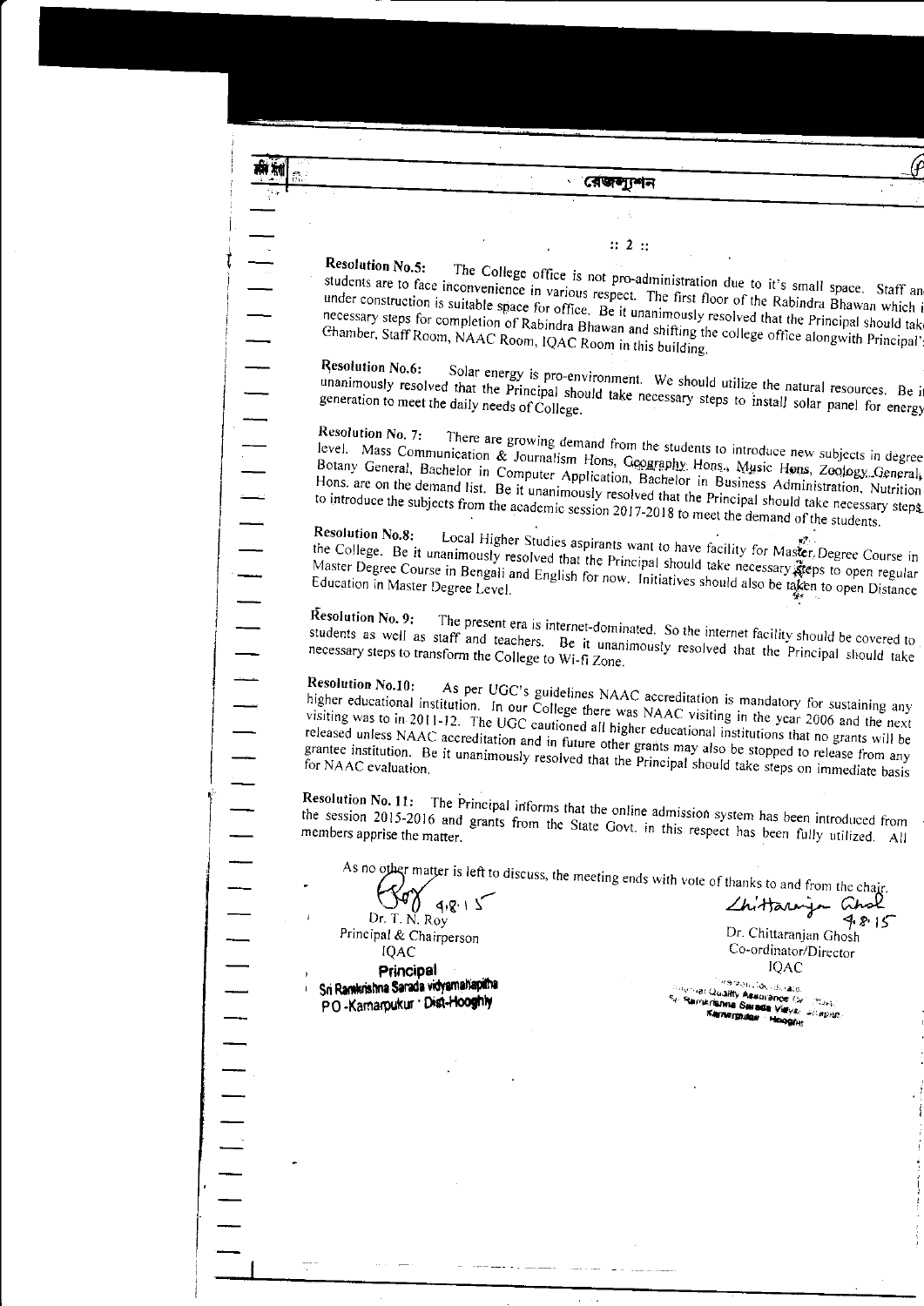রেজল্যুশন

:: 2 ::

**Resolution No.5:** The College office is not pro-administration due to it's small space. Staff and students are to face inconvenience in various respect. The first floor of the Rabindra Bhawan which is under construction is suitable space for office. Be it unanimously resolved that the Principal should take necessary steps for completion of Rabindra Bhawan and shifting the college office alongwith Principal's Chamber, Staff Room, NAAC Room, IQAC Room in this building.

**Resolution No.6:** Solar energy is pro-environment. We should utilize the natural resources. Be it unanimously resolved that the Principal should take necessary steps to install solar panel for energy generation to meet the daily needs of College.

**Resolution No. 7:** There are growing demand from the students to introduce new subjects in degree level. Mass Communication & Journalism Hons, Geography Hons., Music Hons, Zoology General, Botany General, Bachelor in Computer Application, Bachelor in Business Administration, Nutrition Hons. are on the demand list. Be it unanimously resolved that the Principal should take necessary steps to introduce the subjects from the academic session 2017-2018 to meet the demand of the students.

**Resolution No.8:** Local Higher Studies aspirants want to have facility for Master Degree Course in the College. Be it unanimously resolved that the Principal should take necessary steps to open regular Master Degree Course in Bengali and English for now. Initiatives should also be taken to open Distance Education in Master Degree Level.

**Resolution No. 9:** The present era is internet-dominated. So the internet facility should be covered to students as well as staff and teachers. Be it unanimously resolved that the Principal should take necessary steps to transform the College to Wi-fi Zone.

**Resolution No.10:** As per UGC's guidelines NAAC accreditation is mandatory for sustaining any higher educational institution. In our College there was NAAC visiting in the year 2006 and the next visiting was to in 2011-12. The UGC cautioned all higher educational institutions that no grants will be released unless NAAC accreditation and in future other grants may also be stopped to release from any grantee institution. Be it unanimously resolved that the Principal should take steps on immediate basis for NAAC evaluation.

**Resolution No. 11:** The Principal informs that the online admission system has been introduced from the session 2015-2016 and grants from the State Govt. in this respect has been fully utilized. All members apprise the matter.

As no other matter is left to discuss, the meeting ends with vote of thanks to and from the chair.

4.8.15
Dr. T. N. Roy
Principal & Chairperson
IQAC
Principal
Sri Ramkrishna Sarada Vidyamahapitha
P.O.-Kamarpukur · Dist.-Hooghly

4.8.15
Dr. Chittaranjan Ghosh
Co-ordinator/Director
IQAC